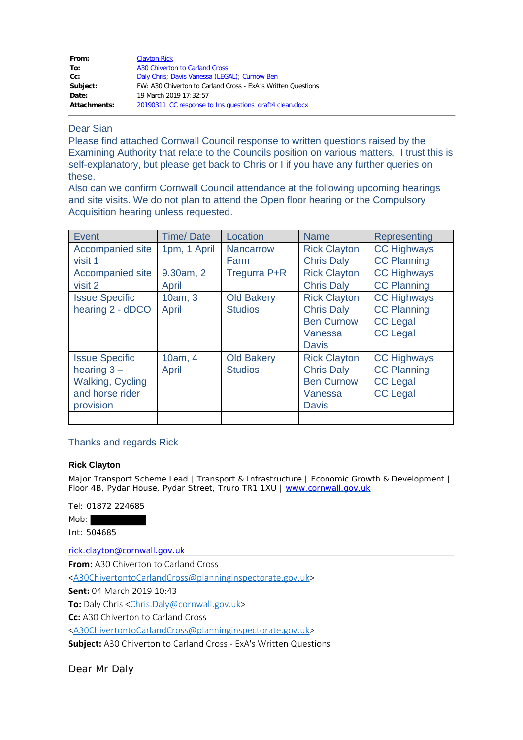|  |  |
|---|---|
| **From:** | Clayton Rick |
| **To:** | A30 Chiverton to Carland Cross |
| **Cc:** | Daly Chris; Davis Vanessa (LEGAL); Curnow Ben |
| **Subject:** | FW: A30 Chiverton to Carland Cross - ExA"s Written Questions |
| **Date:** | 19 March 2019 17:32:57 |
| **Attachments:** | 20190311 CC response to Ins questions draft4 clean.docx |

---

Dear Sian

Please find attached Cornwall Council response to written questions raised by the Examining Authority that relate to the Councils position on various matters. I trust this is self-explanatory, but please get back to Chris or I if you have any further queries on these.

Also can we confirm Cornwall Council attendance at the following upcoming hearings and site visits. We do not plan to attend the Open floor hearing or the Compulsory Acquisition hearing unless requested.

| Event | Time/ Date | Location | Name | Representing |
|---|---|---|---|---|
| Accompanied site visit 1 | 1pm, 1 April | Nancarrow Farm | Rick Clayton<br>Chris Daly | CC Highways<br>CC Planning |
| Accompanied site visit 2 | 9.30am, 2 April | Tregurra P+R | Rick Clayton<br>Chris Daly | CC Highways<br>CC Planning |
| Issue Specific hearing 2 - dDCO | 10am, 3 April | Old Bakery Studios | Rick Clayton<br>Chris Daly<br>Ben Curnow<br>Vanessa Davis | CC Highways<br>CC Planning<br>CC Legal<br>CC Legal |
| Issue Specific hearing 3 – Walking, Cycling and horse rider provision | 10am, 4 April | Old Bakery Studios | Rick Clayton<br>Chris Daly<br>Ben Curnow<br>Vanessa Davis | CC Highways<br>CC Planning<br>CC Legal<br>CC Legal |
|  |  |  |  |  |

Thanks and regards Rick

**Rick Clayton**

Major Transport Scheme Lead | Transport & Infrastructure | Economic Growth & Development | Floor 4B, Pydar House, Pydar Street, Truro TR1 1XU | www.cornwall.gov.uk

Tel: 01872 224685

Mob: [redacted]

Int: 504685

rick.clayton@cornwall.gov.uk

---

**From:** A30 Chiverton to Carland Cross <A30ChivertontoCarlandCross@planninginspectorate.gov.uk>
**Sent:** 04 March 2019 10:43
**To:** Daly Chris <Chris.Daly@cornwall.gov.uk>
**Cc:** A30 Chiverton to Carland Cross <A30ChivertontoCarlandCross@planninginspectorate.gov.uk>
**Subject:** A30 Chiverton to Carland Cross - ExA's Written Questions

Dear Mr Daly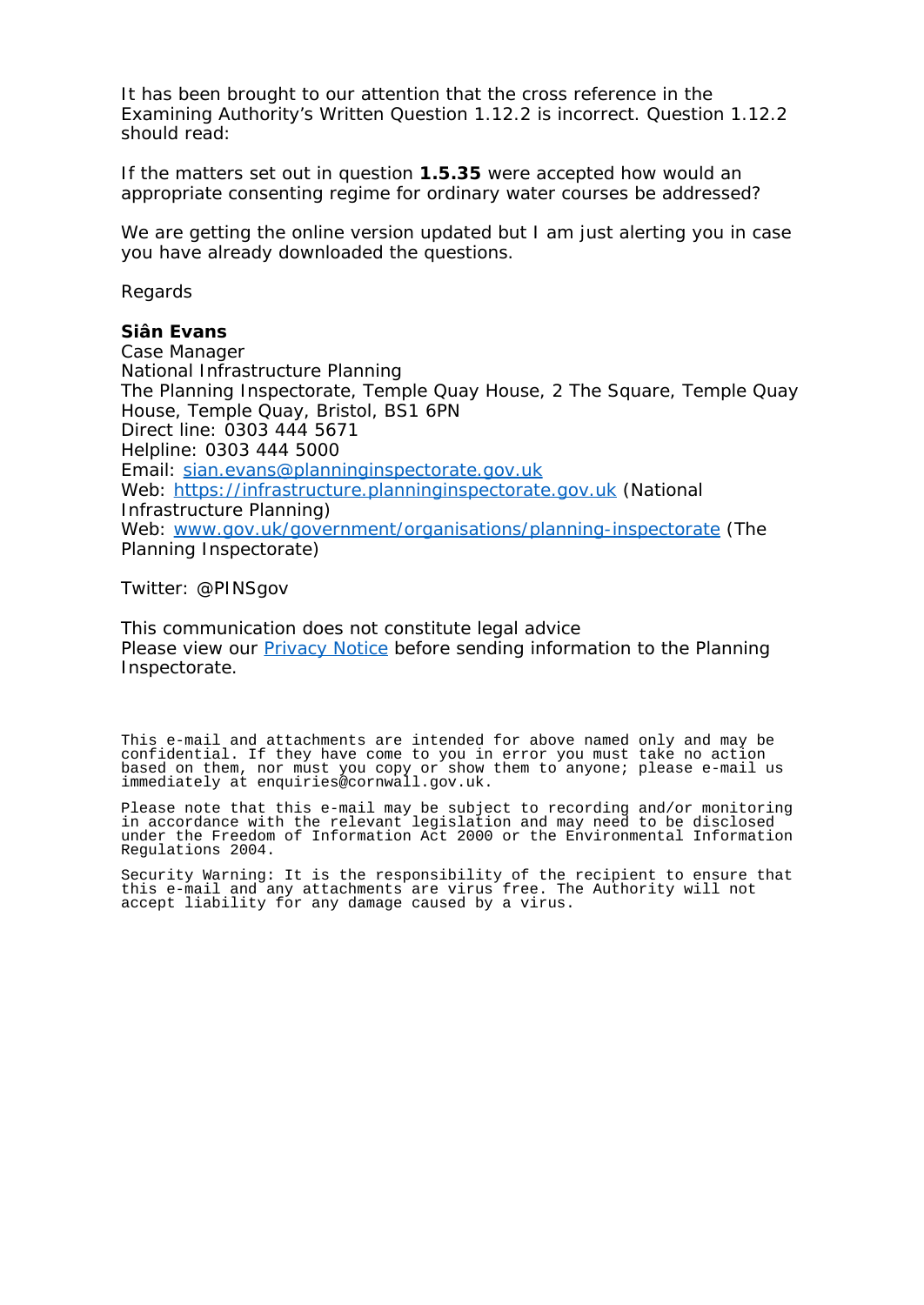It has been brought to our attention that the cross reference in the Examining Authority's Written Question 1.12.2 is incorrect. Question 1.12.2 should read:

If the matters set out in question **1.5.35** were accepted how would an appropriate consenting regime for ordinary water courses be addressed?

We are getting the online version updated but I am just alerting you in case you have already downloaded the questions.

Regards

**Siân Evans**
Case Manager
National Infrastructure Planning
The Planning Inspectorate, Temple Quay House, 2 The Square, Temple Quay House, Temple Quay, Bristol, BS1 6PN
Direct line: 0303 444 5671
Helpline: 0303 444 5000
Email: sian.evans@planninginspectorate.gov.uk
Web: https://infrastructure.planninginspectorate.gov.uk (National Infrastructure Planning)
Web: www.gov.uk/government/organisations/planning-inspectorate (The Planning Inspectorate)

Twitter: @PINSgov

This communication does not constitute legal advice
Please view our Privacy Notice before sending information to the Planning Inspectorate.

```
This e-mail and attachments are intended for above named only and may be
confidential. If they have come to you in error you must take no action
based on them, nor must you copy or show them to anyone; please e-mail us
immediately at enquiries@cornwall.gov.uk.

Please note that this e-mail may be subject to recording and/or monitoring
in accordance with the relevant legislation and may need to be disclosed
under the Freedom of Information Act 2000 or the Environmental Information
Regulations 2004.

Security Warning: It is the responsibility of the recipient to ensure that
this e-mail and any attachments are virus free. The Authority will not
accept liability for any damage caused by a virus.
```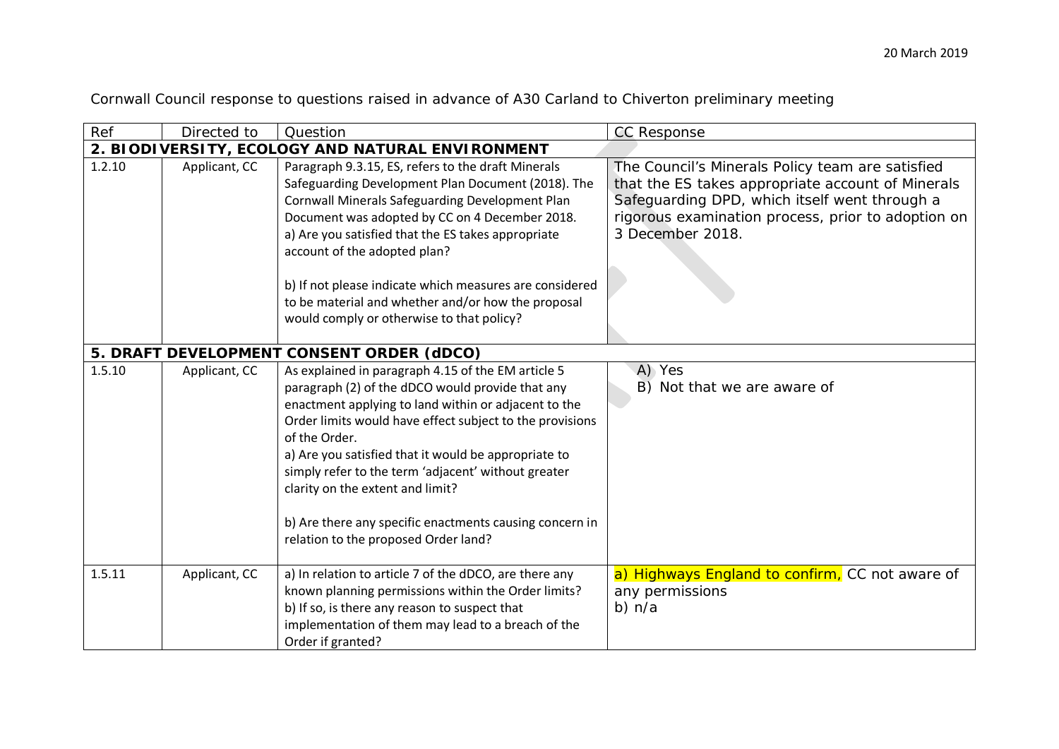20 March 2019

Cornwall Council response to questions raised in advance of A30 Carland to Chiverton preliminary meeting

| Ref | Directed to | Question | CC Response |
|---|---|---|---|
| **2. BIODIVERSITY, ECOLOGY AND NATURAL ENVIRONMENT** | | | |
| 1.2.10 | Applicant, CC | Paragraph 9.3.15, ES, refers to the draft Minerals Safeguarding Development Plan Document (2018). The Cornwall Minerals Safeguarding Development Plan Document was adopted by CC on 4 December 2018.<br>a) Are you satisfied that the ES takes appropriate account of the adopted plan?<br><br>b) If not please indicate which measures are considered to be material and whether and/or how the proposal would comply or otherwise to that policy? | The Council's Minerals Policy team are satisfied that the ES takes appropriate account of Minerals Safeguarding DPD, which itself went through a rigorous examination process, prior to adoption on 3 December 2018. |
| **5. DRAFT DEVELOPMENT CONSENT ORDER (dDCO)** | | | |
| 1.5.10 | Applicant, CC | As explained in paragraph 4.15 of the EM article 5 paragraph (2) of the dDCO would provide that any enactment applying to land within or adjacent to the Order limits would have effect subject to the provisions of the Order.<br>a) Are you satisfied that it would be appropriate to simply refer to the term 'adjacent' without greater clarity on the extent and limit?<br><br>b) Are there any specific enactments causing concern in relation to the proposed Order land? | A) Yes<br>B) Not that we are aware of |
| 1.5.11 | Applicant, CC | a) In relation to article 7 of the dDCO, are there any known planning permissions within the Order limits?<br>b) If so, is there any reason to suspect that implementation of them may lead to a breach of the Order if granted? | a) Highways England to confirm, CC not aware of any permissions<br>b) n/a |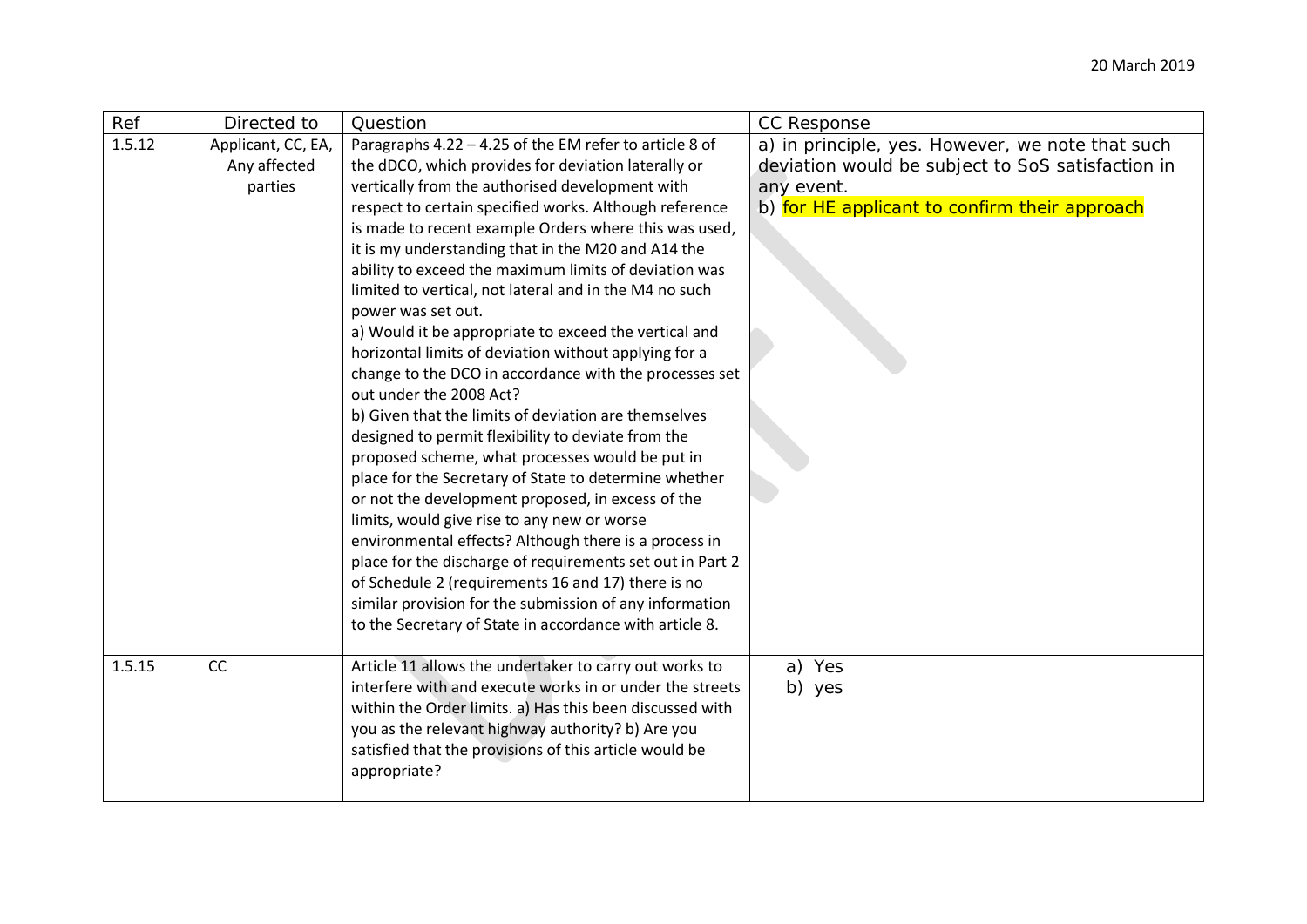20 March 2019

| Ref | Directed to | Question | CC Response |
|---|---|---|---|
| 1.5.12 | Applicant, CC, EA, Any affected parties | Paragraphs 4.22 – 4.25 of the EM refer to article 8 of the dDCO, which provides for deviation laterally or vertically from the authorised development with respect to certain specified works. Although reference is made to recent example Orders where this was used, it is my understanding that in the M20 and A14 the ability to exceed the maximum limits of deviation was limited to vertical, not lateral and in the M4 no such power was set out.<br>a) Would it be appropriate to exceed the vertical and horizontal limits of deviation without applying for a change to the DCO in accordance with the processes set out under the 2008 Act?<br>b) Given that the limits of deviation are themselves designed to permit flexibility to deviate from the proposed scheme, what processes would be put in place for the Secretary of State to determine whether or not the development proposed, in excess of the limits, would give rise to any new or worse environmental effects? Although there is a process in place for the discharge of requirements set out in Part 2 of Schedule 2 (requirements 16 and 17) there is no similar provision for the submission of any information to the Secretary of State in accordance with article 8. | a) in principle, yes. However, we note that such deviation would be subject to SoS satisfaction in any event.<br>b) for HE applicant to confirm their approach |
| 1.5.15 | CC | Article 11 allows the undertaker to carry out works to interfere with and execute works in or under the streets within the Order limits. a) Has this been discussed with you as the relevant highway authority? b) Are you satisfied that the provisions of this article would be appropriate? | a) Yes<br>b) yes |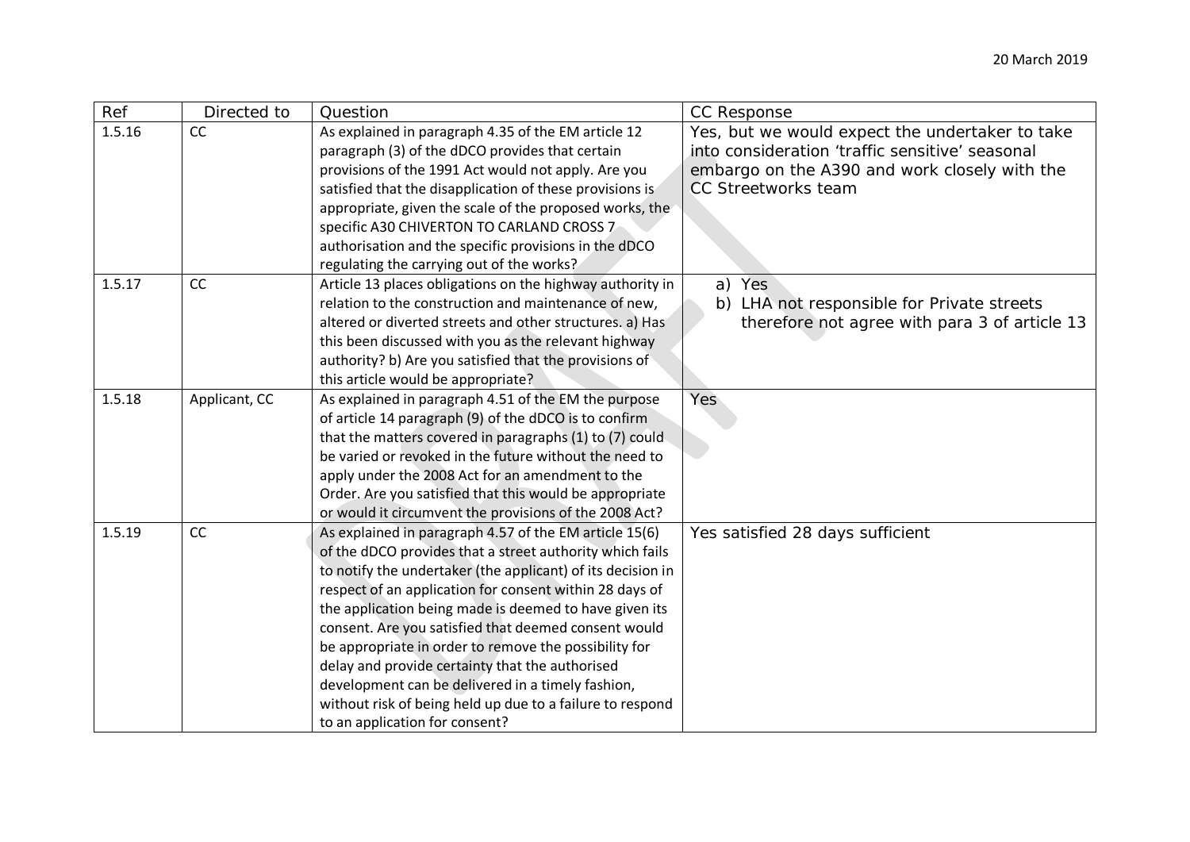20 March 2019

| Ref | Directed to | Question | CC Response |
|---|---|---|---|
| 1.5.16 | CC | As explained in paragraph 4.35 of the EM article 12 paragraph (3) of the dDCO provides that certain provisions of the 1991 Act would not apply. Are you satisfied that the disapplication of these provisions is appropriate, given the scale of the proposed works, the specific A30 CHIVERTON TO CARLAND CROSS 7 authorisation and the specific provisions in the dDCO regulating the carrying out of the works? | Yes, but we would expect the undertaker to take into consideration 'traffic sensitive' seasonal embargo on the A390 and work closely with the CC Streetworks team |
| 1.5.17 | CC | Article 13 places obligations on the highway authority in relation to the construction and maintenance of new, altered or diverted streets and other structures. a) Has this been discussed with you as the relevant highway authority? b) Are you satisfied that the provisions of this article would be appropriate? | a) Yes<br>b) LHA not responsible for Private streets therefore not agree with para 3 of article 13 |
| 1.5.18 | Applicant, CC | As explained in paragraph 4.51 of the EM the purpose of article 14 paragraph (9) of the dDCO is to confirm that the matters covered in paragraphs (1) to (7) could be varied or revoked in the future without the need to apply under the 2008 Act for an amendment to the Order. Are you satisfied that this would be appropriate or would it circumvent the provisions of the 2008 Act? | Yes |
| 1.5.19 | CC | As explained in paragraph 4.57 of the EM article 15(6) of the dDCO provides that a street authority which fails to notify the undertaker (the applicant) of its decision in respect of an application for consent within 28 days of the application being made is deemed to have given its consent. Are you satisfied that deemed consent would be appropriate in order to remove the possibility for delay and provide certainty that the authorised development can be delivered in a timely fashion, without risk of being held up due to a failure to respond to an application for consent? | Yes satisfied 28 days sufficient |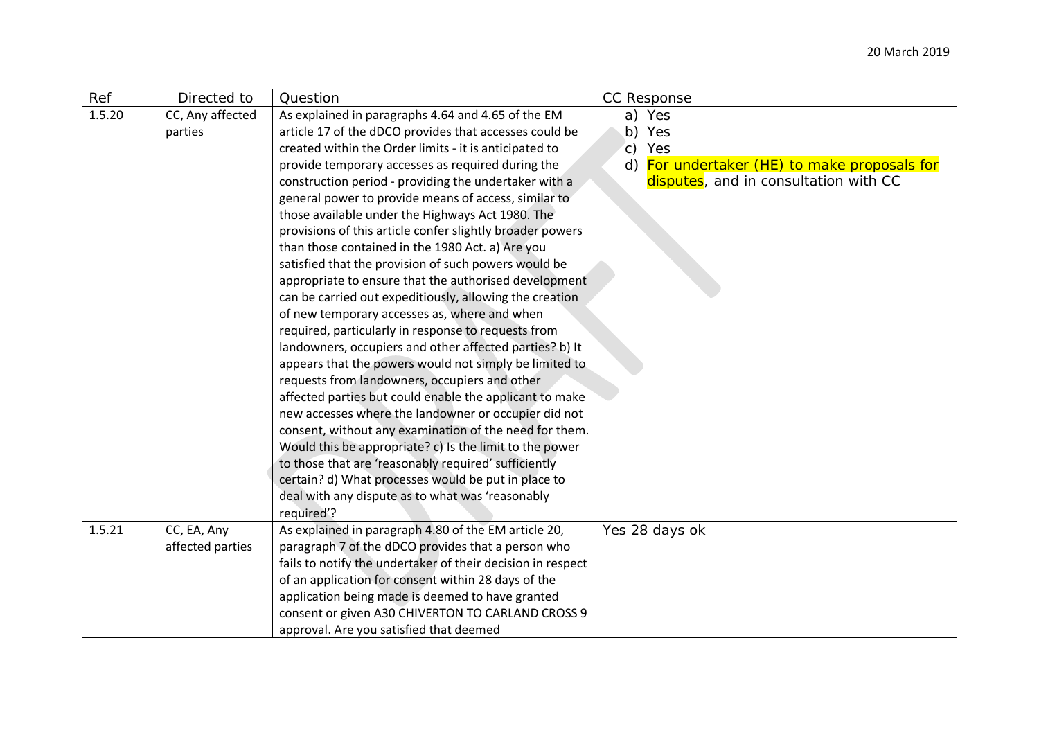| Ref | Directed to | Question | CC Response |
|---|---|---|---|
| 1.5.20 | CC, Any affected parties | As explained in paragraphs 4.64 and 4.65 of the EM article 17 of the dDCO provides that accesses could be created within the Order limits - it is anticipated to provide temporary accesses as required during the construction period - providing the undertaker with a general power to provide means of access, similar to those available under the Highways Act 1980. The provisions of this article confer slightly broader powers than those contained in the 1980 Act. a) Are you satisfied that the provision of such powers would be appropriate to ensure that the authorised development can be carried out expeditiously, allowing the creation of new temporary accesses as, where and when required, particularly in response to requests from landowners, occupiers and other affected parties? b) It appears that the powers would not simply be limited to requests from landowners, occupiers and other affected parties but could enable the applicant to make new accesses where the landowner or occupier did not consent, without any examination of the need for them. Would this be appropriate? c) Is the limit to the power to those that are 'reasonably required' sufficiently certain? d) What processes would be put in place to deal with any dispute as to what was 'reasonably required'? | a) Yes<br>b) Yes<br>c) Yes<br>d) For undertaker (HE) to make proposals for disputes, and in consultation with CC |
| 1.5.21 | CC, EA, Any affected parties | As explained in paragraph 4.80 of the EM article 20, paragraph 7 of the dDCO provides that a person who fails to notify the undertaker of their decision in respect of an application for consent within 28 days of the application being made is deemed to have granted consent or given A30 CHIVERTON TO CARLAND CROSS 9 approval. Are you satisfied that deemed | Yes 28 days ok |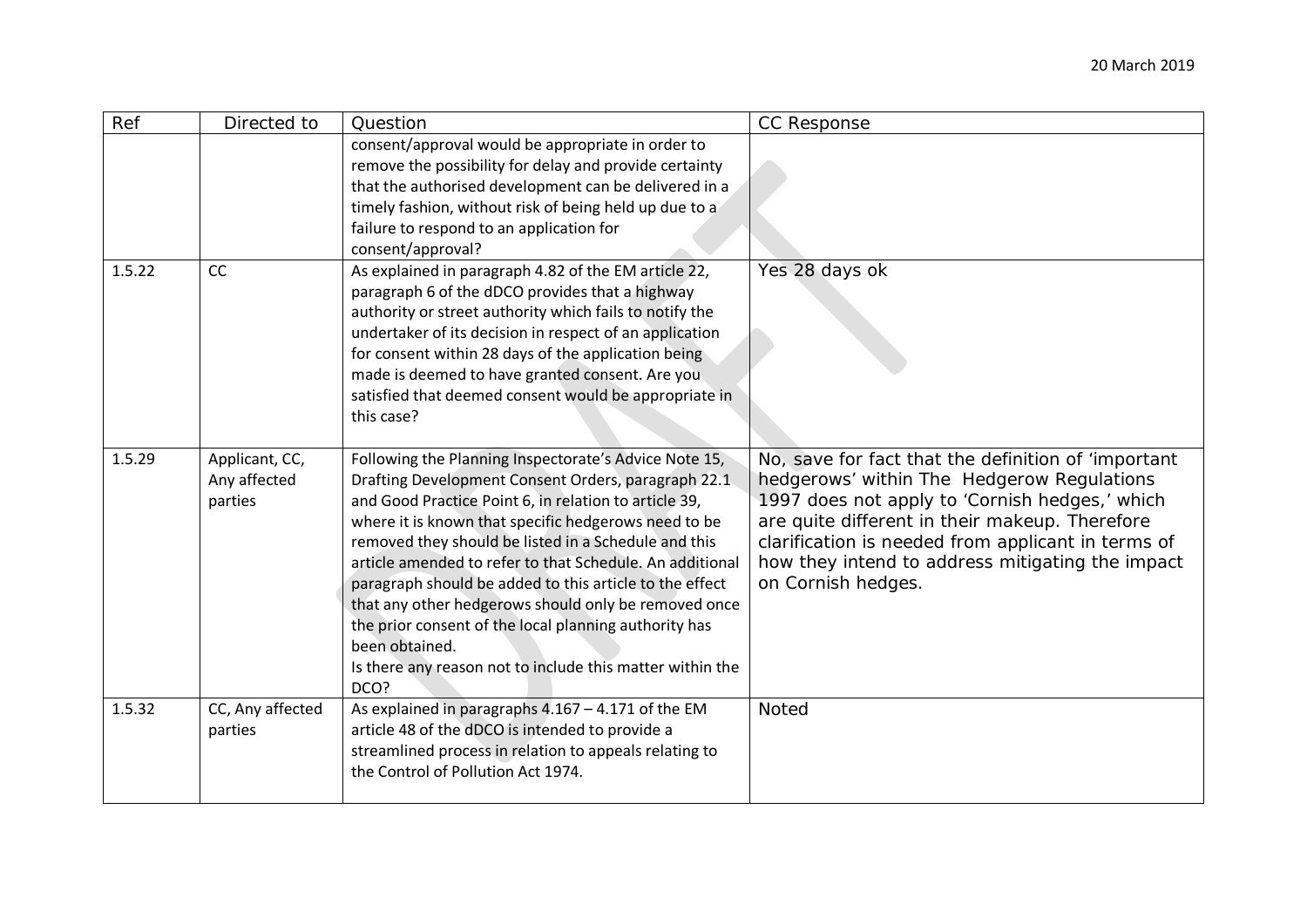| Ref | Directed to | Question | CC Response |
|---|---|---|---|
| | | consent/approval would be appropriate in order to remove the possibility for delay and provide certainty that the authorised development can be delivered in a timely fashion, without risk of being held up due to a failure to respond to an application for consent/approval? | |
| 1.5.22 | CC | As explained in paragraph 4.82 of the EM article 22, paragraph 6 of the dDCO provides that a highway authority or street authority which fails to notify the undertaker of its decision in respect of an application for consent within 28 days of the application being made is deemed to have granted consent. Are you satisfied that deemed consent would be appropriate in this case? | Yes 28 days ok |
| 1.5.29 | Applicant, CC, Any affected parties | Following the Planning Inspectorate's Advice Note 15, Drafting Development Consent Orders, paragraph 22.1 and Good Practice Point 6, in relation to article 39, where it is known that specific hedgerows need to be removed they should be listed in a Schedule and this article amended to refer to that Schedule. An additional paragraph should be added to this article to the effect that any other hedgerows should only be removed once the prior consent of the local planning authority has been obtained.<br>Is there any reason not to include this matter within the DCO? | No, save for fact that the definition of 'important hedgerows' within The Hedgerow Regulations 1997 does not apply to 'Cornish hedges,' which are quite different in their makeup. Therefore clarification is needed from applicant in terms of how they intend to address mitigating the impact on Cornish hedges. |
| 1.5.32 | CC, Any affected parties | As explained in paragraphs 4.167 – 4.171 of the EM article 48 of the dDCO is intended to provide a streamlined process in relation to appeals relating to the Control of Pollution Act 1974. | Noted |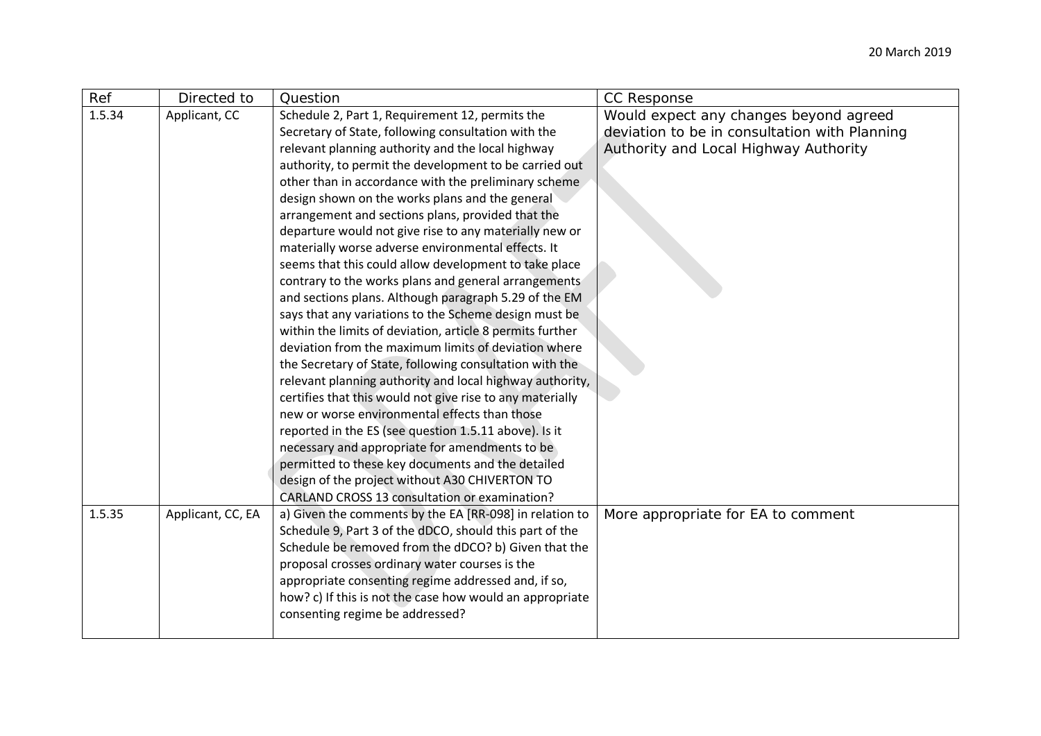| Ref | Directed to | Question | CC Response |
|---|---|---|---|
| 1.5.34 | Applicant, CC | Schedule 2, Part 1, Requirement 12, permits the Secretary of State, following consultation with the relevant planning authority and the local highway authority, to permit the development to be carried out other than in accordance with the preliminary scheme design shown on the works plans and the general arrangement and sections plans, provided that the departure would not give rise to any materially new or materially worse adverse environmental effects. It seems that this could allow development to take place contrary to the works plans and general arrangements and sections plans. Although paragraph 5.29 of the EM says that any variations to the Scheme design must be within the limits of deviation, article 8 permits further deviation from the maximum limits of deviation where the Secretary of State, following consultation with the relevant planning authority and local highway authority, certifies that this would not give rise to any materially new or worse environmental effects than those reported in the ES (see question 1.5.11 above). Is it necessary and appropriate for amendments to be permitted to these key documents and the detailed design of the project without A30 CHIVERTON TO CARLAND CROSS 13 consultation or examination? | Would expect any changes beyond agreed deviation to be in consultation with Planning Authority and Local Highway Authority |
| 1.5.35 | Applicant, CC, EA | a) Given the comments by the EA [RR-098] in relation to Schedule 9, Part 3 of the dDCO, should this part of the Schedule be removed from the dDCO? b) Given that the proposal crosses ordinary water courses is the appropriate consenting regime addressed and, if so, how? c) If this is not the case how would an appropriate consenting regime be addressed? | More appropriate for EA to comment |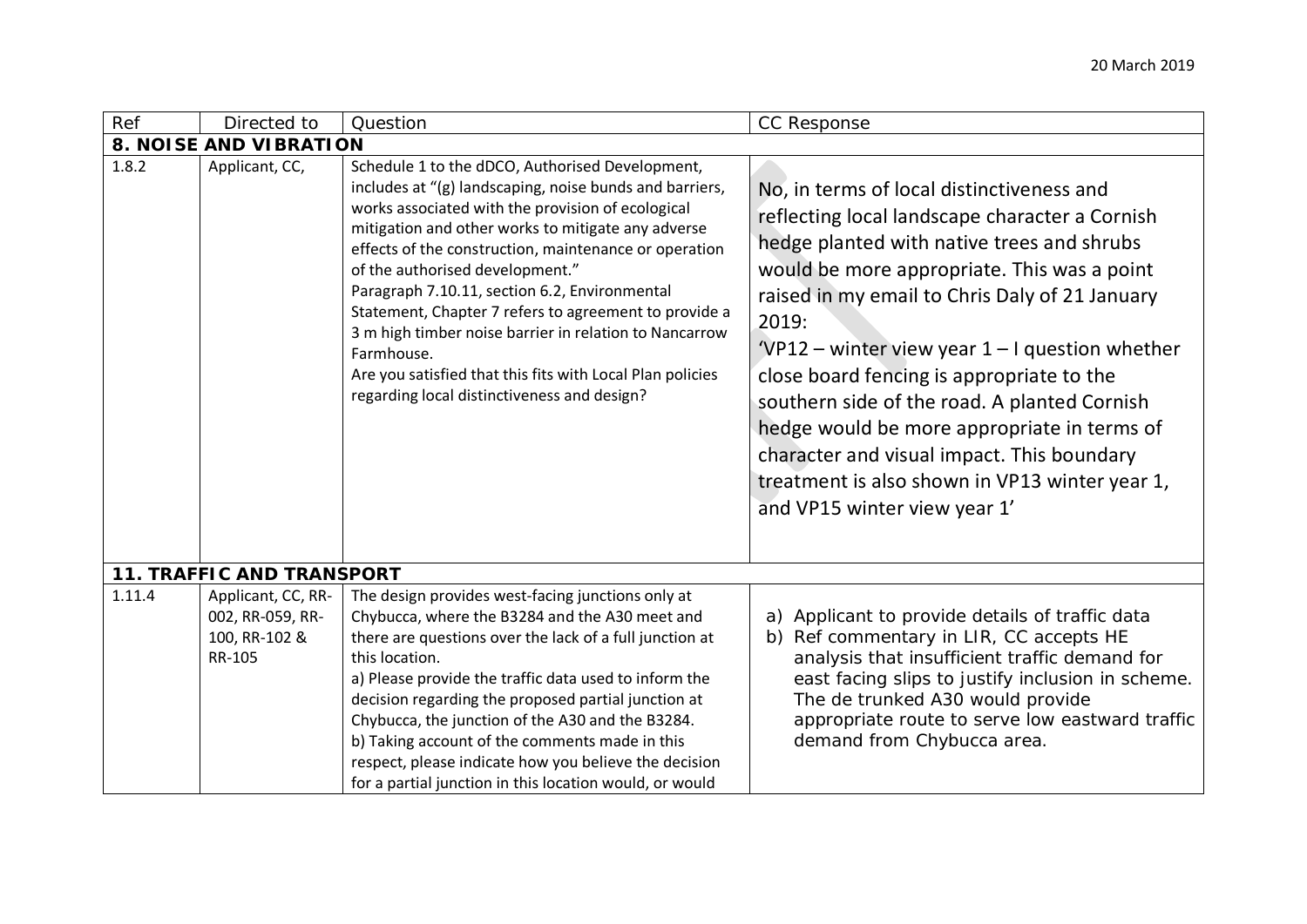| Ref | Directed to | Question | CC Response |
|---|---|---|---|
| **8. NOISE AND VIBRATION** | | | |
| 1.8.2 | Applicant, CC, | Schedule 1 to the dDCO, Authorised Development, includes at "(g) landscaping, noise bunds and barriers, works associated with the provision of ecological mitigation and other works to mitigate any adverse effects of the construction, maintenance or operation of the authorised development."<br>Paragraph 7.10.11, section 6.2, Environmental Statement, Chapter 7 refers to agreement to provide a 3 m high timber noise barrier in relation to Nancarrow Farmhouse.<br>Are you satisfied that this fits with Local Plan policies regarding local distinctiveness and design? | No, in terms of local distinctiveness and reflecting local landscape character a Cornish hedge planted with native trees and shrubs would be more appropriate. This was a point raised in my email to Chris Daly of 21 January 2019:<br>'VP12 – winter view year 1 – I question whether close board fencing is appropriate to the southern side of the road. A planted Cornish hedge would be more appropriate in terms of character and visual impact. This boundary treatment is also shown in VP13 winter year 1, and VP15 winter view year 1' |
| **11. TRAFFIC AND TRANSPORT** | | | |
| 1.11.4 | Applicant, CC, RR-002, RR-059, RR-100, RR-102 & RR-105 | The design provides west-facing junctions only at Chybucca, where the B3284 and the A30 meet and there are questions over the lack of a full junction at this location.<br>a) Please provide the traffic data used to inform the decision regarding the proposed partial junction at Chybucca, the junction of the A30 and the B3284.<br>b) Taking account of the comments made in this respect, please indicate how you believe the decision for a partial junction in this location would, or would | a) Applicant to provide details of traffic data<br>b) Ref commentary in LIR, CC accepts HE analysis that insufficient traffic demand for east facing slips to justify inclusion in scheme. The de trunked A30 would provide appropriate route to serve low eastward traffic demand from Chybucca area. |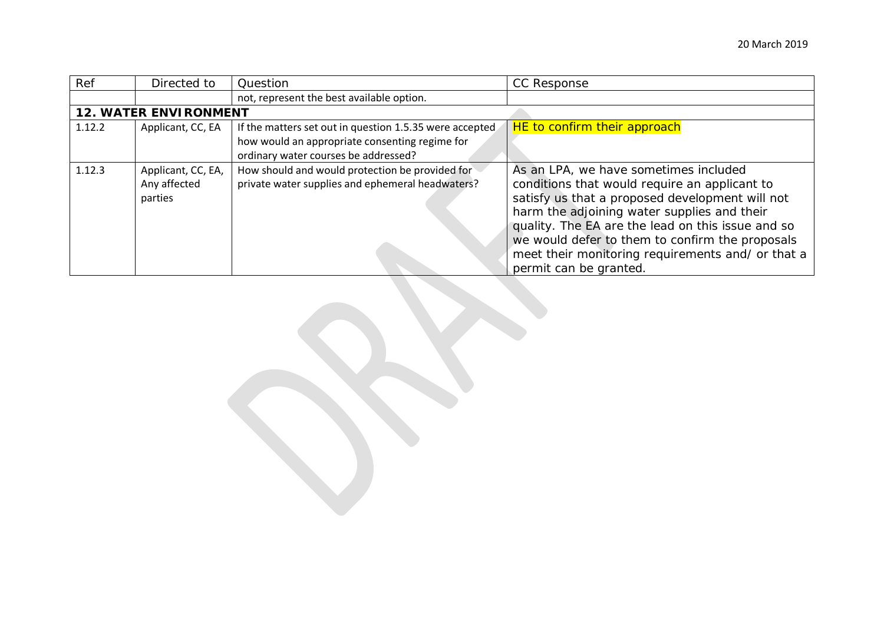| Ref | Directed to | Question | CC Response |
|---|---|---|---|
| | | not, represent the best available option. | |
| **12. WATER ENVIRONMENT** | | | |
| 1.12.2 | Applicant, CC, EA | If the matters set out in question 1.5.35 were accepted how would an appropriate consenting regime for ordinary water courses be addressed? | HE to confirm their approach |
| 1.12.3 | Applicant, CC, EA, Any affected parties | How should and would protection be provided for private water supplies and ephemeral headwaters? | As an LPA, we have sometimes included conditions that would require an applicant to satisfy us that a proposed development will not harm the adjoining water supplies and their quality. The EA are the lead on this issue and so we would defer to them to confirm the proposals meet their monitoring requirements and/ or that a permit can be granted. |